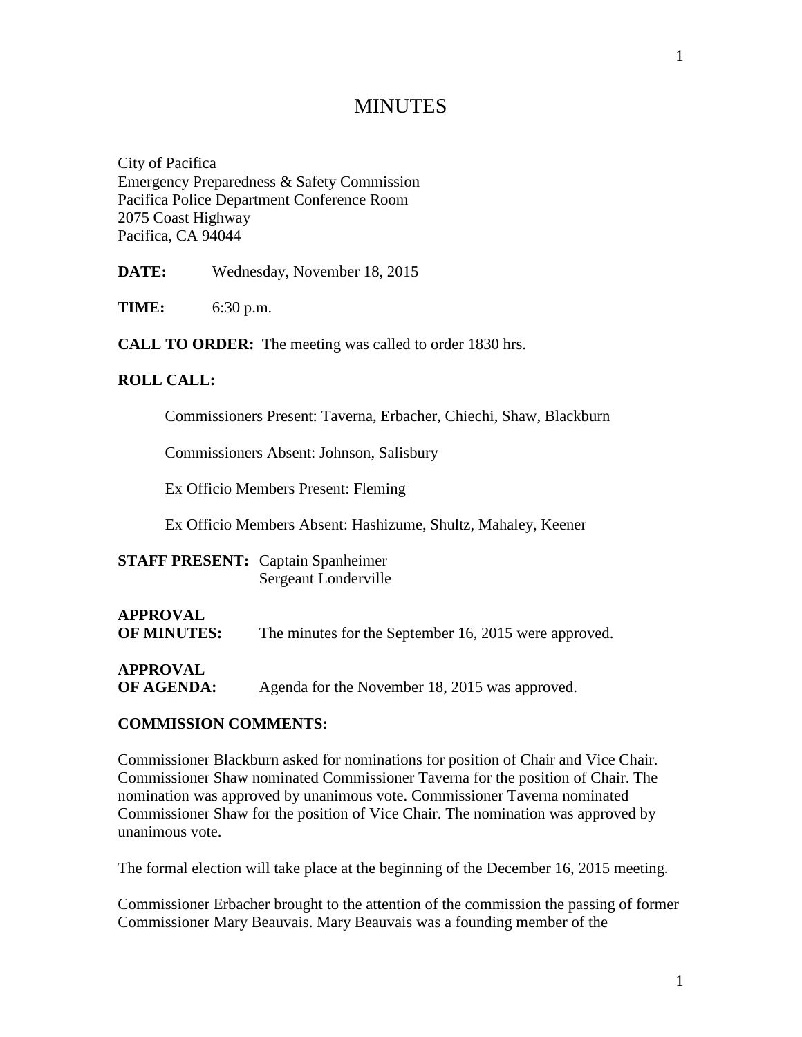# MINUTES

City of Pacifica
Emergency Preparedness & Safety Commission
Pacifica Police Department Conference Room
2075 Coast Highway
Pacifica, CA 94044

**DATE:** Wednesday, November 18, 2015

**TIME:** 6:30 p.m.

**CALL TO ORDER:** The meeting was called to order 1830 hrs.

**ROLL CALL:**

Commissioners Present: Taverna, Erbacher, Chiechi, Shaw, Blackburn

Commissioners Absent: Johnson, Salisbury

Ex Officio Members Present: Fleming

Ex Officio Members Absent: Hashizume, Shultz, Mahaley, Keener

**STAFF PRESENT:** Captain Spanheimer
Sergeant Londerville

**APPROVAL OF MINUTES:** The minutes for the September 16, 2015 were approved.

**APPROVAL OF AGENDA:** Agenda for the November 18, 2015 was approved.

**COMMISSION COMMENTS:**

Commissioner Blackburn asked for nominations for position of Chair and Vice Chair. Commissioner Shaw nominated Commissioner Taverna for the position of Chair. The nomination was approved by unanimous vote. Commissioner Taverna nominated Commissioner Shaw for the position of Vice Chair. The nomination was approved by unanimous vote.

The formal election will take place at the beginning of the December 16, 2015 meeting.

Commissioner Erbacher brought to the attention of the commission the passing of former Commissioner Mary Beauvais. Mary Beauvais was a founding member of the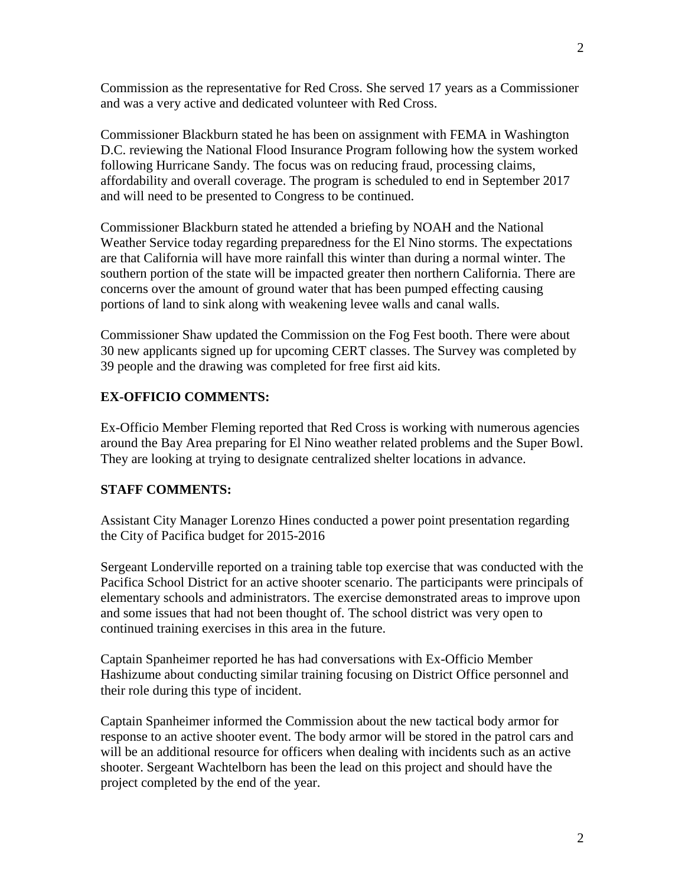Commission as the representative for Red Cross. She served 17 years as a Commissioner and was a very active and dedicated volunteer with Red Cross.

Commissioner Blackburn stated he has been on assignment with FEMA in Washington D.C. reviewing the National Flood Insurance Program following how the system worked following Hurricane Sandy. The focus was on reducing fraud, processing claims, affordability and overall coverage. The program is scheduled to end in September 2017 and will need to be presented to Congress to be continued.

Commissioner Blackburn stated he attended a briefing by NOAH and the National Weather Service today regarding preparedness for the El Nino storms. The expectations are that California will have more rainfall this winter than during a normal winter. The southern portion of the state will be impacted greater then northern California. There are concerns over the amount of ground water that has been pumped effecting causing portions of land to sink along with weakening levee walls and canal walls.

Commissioner Shaw updated the Commission on the Fog Fest booth. There were about 30 new applicants signed up for upcoming CERT classes. The Survey was completed by 39 people and the drawing was completed for free first aid kits.

**EX-OFFICIO COMMENTS:**

Ex-Officio Member Fleming reported that Red Cross is working with numerous agencies around the Bay Area preparing for El Nino weather related problems and the Super Bowl. They are looking at trying to designate centralized shelter locations in advance.

**STAFF COMMENTS:**

Assistant City Manager Lorenzo Hines conducted a power point presentation regarding the City of Pacifica budget for 2015-2016

Sergeant Londerville reported on a training table top exercise that was conducted with the Pacifica School District for an active shooter scenario. The participants were principals of elementary schools and administrators. The exercise demonstrated areas to improve upon and some issues that had not been thought of. The school district was very open to continued training exercises in this area in the future.

Captain Spanheimer reported he has had conversations with Ex-Officio Member Hashizume about conducting similar training focusing on District Office personnel and their role during this type of incident.

Captain Spanheimer informed the Commission about the new tactical body armor for response to an active shooter event. The body armor will be stored in the patrol cars and will be an additional resource for officers when dealing with incidents such as an active shooter. Sergeant Wachtelborn has been the lead on this project and should have the project completed by the end of the year.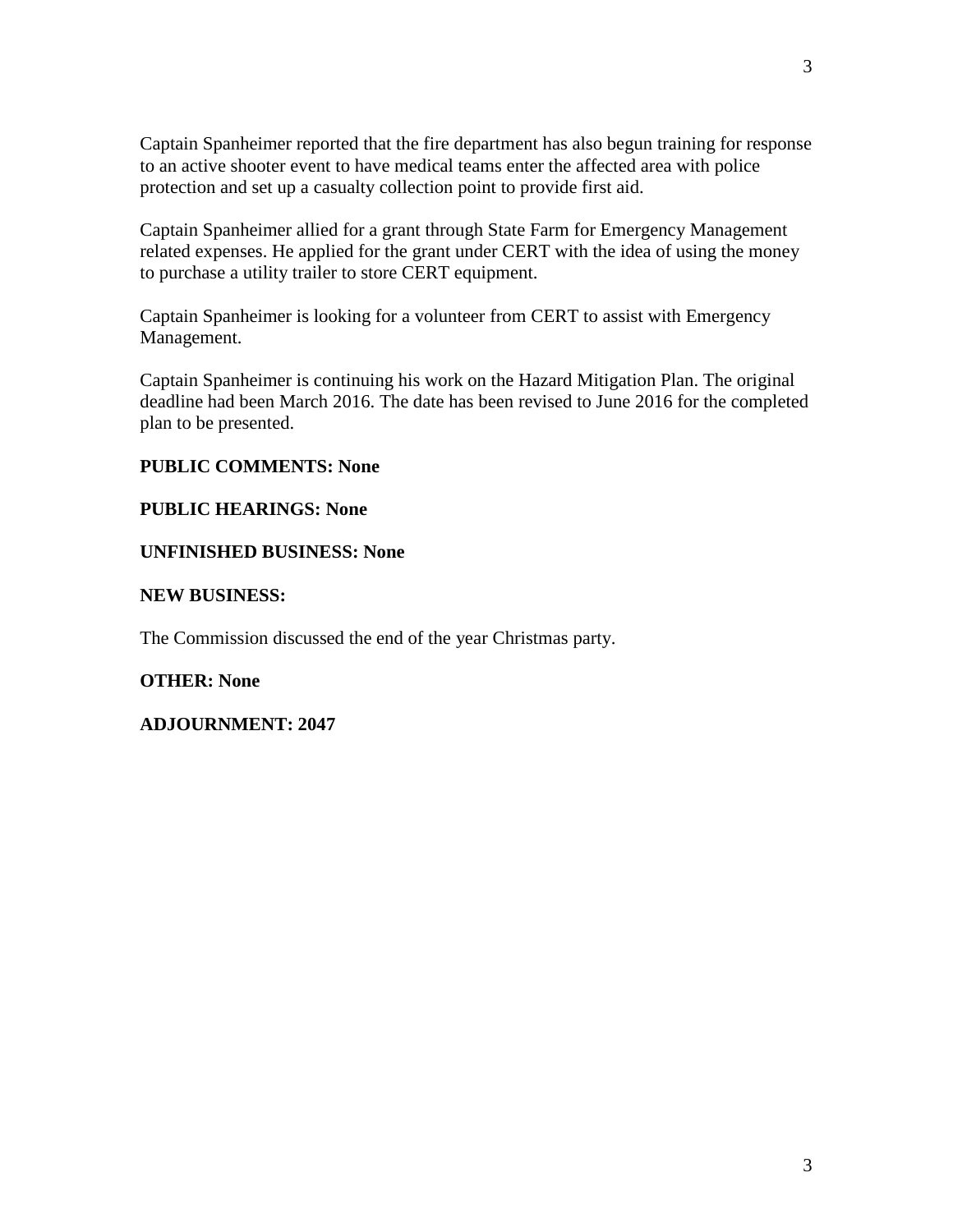Captain Spanheimer reported that the fire department has also begun training for response to an active shooter event to have medical teams enter the affected area with police protection and set up a casualty collection point to provide first aid.

Captain Spanheimer allied for a grant through State Farm for Emergency Management related expenses. He applied for the grant under CERT with the idea of using the money to purchase a utility trailer to store CERT equipment.

Captain Spanheimer is looking for a volunteer from CERT to assist with Emergency Management.

Captain Spanheimer is continuing his work on the Hazard Mitigation Plan. The original deadline had been March 2016. The date has been revised to June 2016 for the completed plan to be presented.

**PUBLIC COMMENTS: None**

**PUBLIC HEARINGS: None**

**UNFINISHED BUSINESS: None**

**NEW BUSINESS:**

The Commission discussed the end of the year Christmas party.

**OTHER: None**

**ADJOURNMENT: 2047**